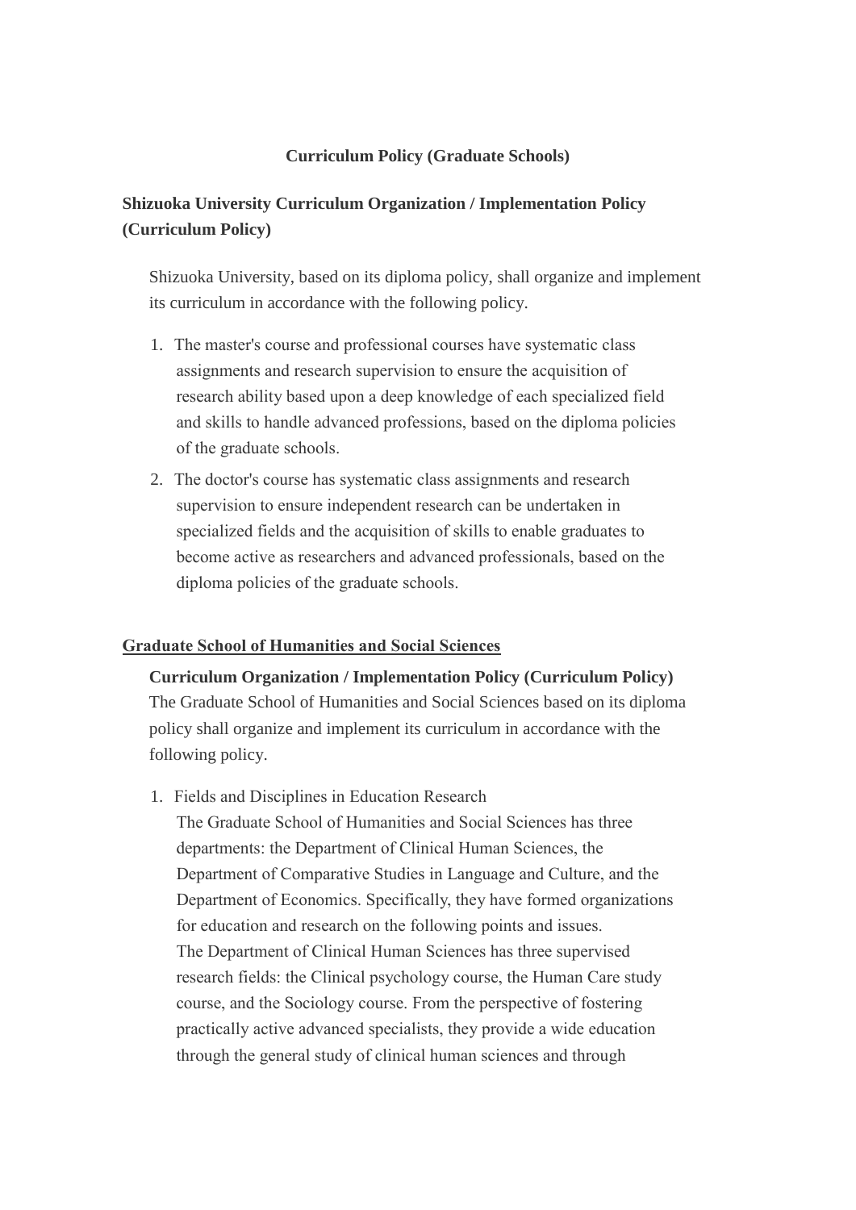# Curriculum Policy (Graduate Schools)

## Shizuoka University Curriculum Organization / Implementation Policy (Curriculum Policy)

Shizuoka University, based on its diploma policy, shall organize and implement its curriculum in accordance with the following policy.

1. The master's course and professional courses have systematic class assignments and research supervision to ensure the acquisition of research ability based upon a deep knowledge of each specialized field and skills to handle advanced professions, based on the diploma policies of the graduate schools.
2. The doctor's course has systematic class assignments and research supervision to ensure independent research can be undertaken in specialized fields and the acquisition of skills to enable graduates to become active as researchers and advanced professionals, based on the diploma policies of the graduate schools.

## Graduate School of Humanities and Social Sciences

**Curriculum Organization / Implementation Policy (Curriculum Policy)**

The Graduate School of Humanities and Social Sciences based on its diploma policy shall organize and implement its curriculum in accordance with the following policy.

1. Fields and Disciplines in Education Research
   The Graduate School of Humanities and Social Sciences has three departments: the Department of Clinical Human Sciences, the Department of Comparative Studies in Language and Culture, and the Department of Economics. Specifically, they have formed organizations for education and research on the following points and issues.
   The Department of Clinical Human Sciences has three supervised research fields: the Clinical psychology course, the Human Care study course, and the Sociology course. From the perspective of fostering practically active advanced specialists, they provide a wide education through the general study of clinical human sciences and through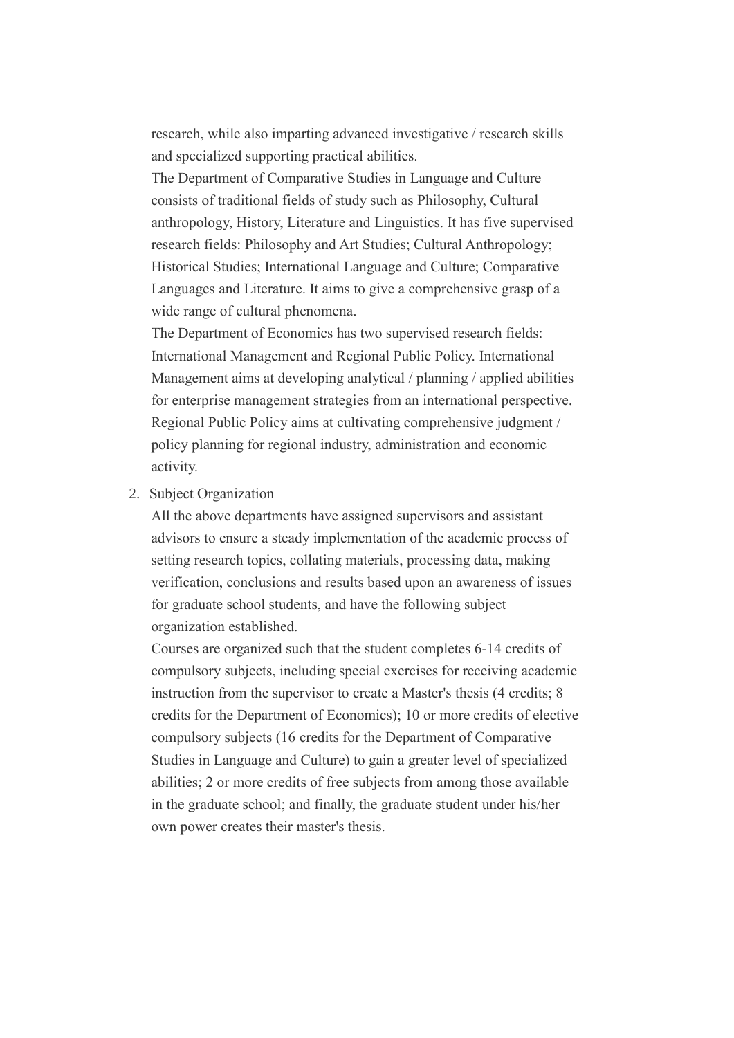research, while also imparting advanced investigative / research skills and specialized supporting practical abilities.

The Department of Comparative Studies in Language and Culture consists of traditional fields of study such as Philosophy, Cultural anthropology, History, Literature and Linguistics. It has five supervised research fields: Philosophy and Art Studies; Cultural Anthropology; Historical Studies; International Language and Culture; Comparative Languages and Literature. It aims to give a comprehensive grasp of a wide range of cultural phenomena.

The Department of Economics has two supervised research fields: International Management and Regional Public Policy. International Management aims at developing analytical / planning / applied abilities for enterprise management strategies from an international perspective. Regional Public Policy aims at cultivating comprehensive judgment / policy planning for regional industry, administration and economic activity.

2. Subject Organization

   All the above departments have assigned supervisors and assistant advisors to ensure a steady implementation of the academic process of setting research topics, collating materials, processing data, making verification, conclusions and results based upon an awareness of issues for graduate school students, and have the following subject organization established.

   Courses are organized such that the student completes 6-14 credits of compulsory subjects, including special exercises for receiving academic instruction from the supervisor to create a Master's thesis (4 credits; 8 credits for the Department of Economics); 10 or more credits of elective compulsory subjects (16 credits for the Department of Comparative Studies in Language and Culture) to gain a greater level of specialized abilities; 2 or more credits of free subjects from among those available in the graduate school; and finally, the graduate student under his/her own power creates their master's thesis.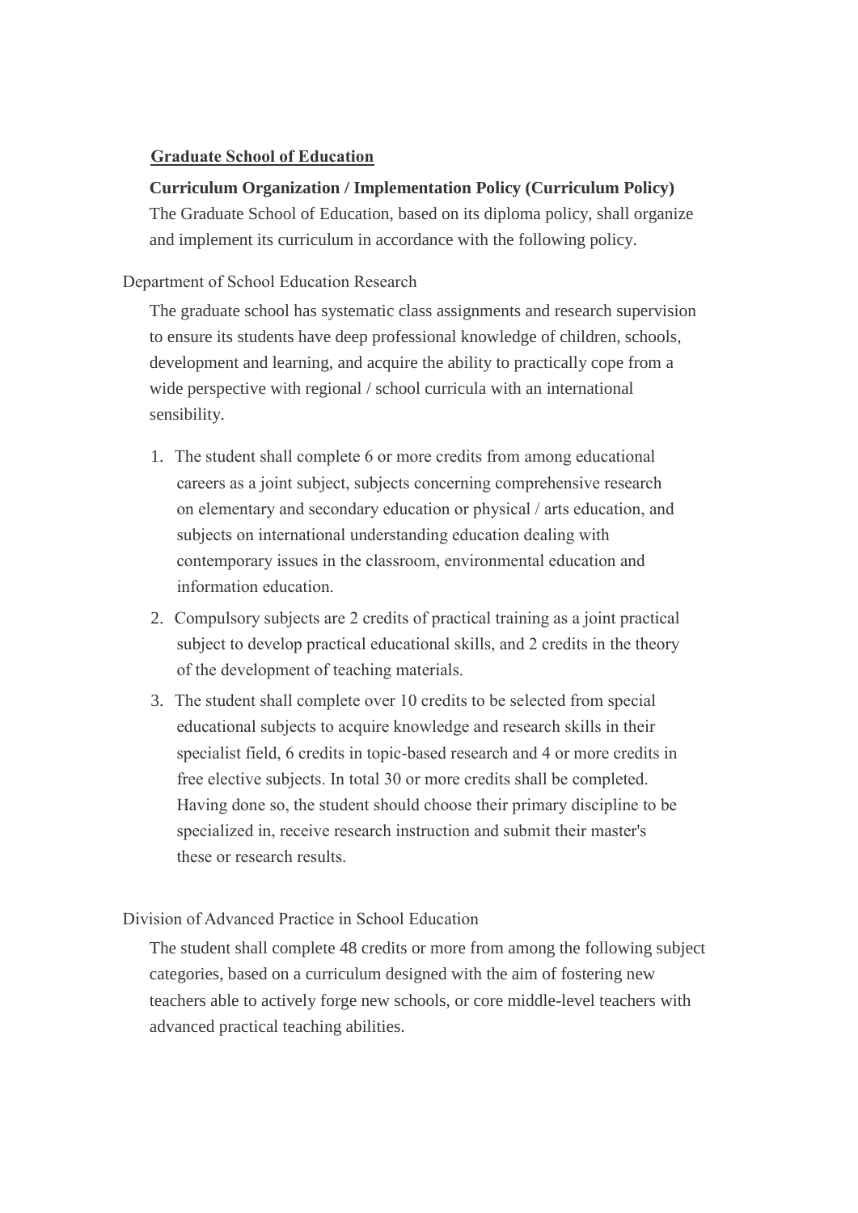## Graduate School of Education

**Curriculum Organization / Implementation Policy (Curriculum Policy)**

The Graduate School of Education, based on its diploma policy, shall organize and implement its curriculum in accordance with the following policy.

### Department of School Education Research

The graduate school has systematic class assignments and research supervision to ensure its students have deep professional knowledge of children, schools, development and learning, and acquire the ability to practically cope from a wide perspective with regional / school curricula with an international sensibility.

1. The student shall complete 6 or more credits from among educational careers as a joint subject, subjects concerning comprehensive research on elementary and secondary education or physical / arts education, and subjects on international understanding education dealing with contemporary issues in the classroom, environmental education and information education.
2. Compulsory subjects are 2 credits of practical training as a joint practical subject to develop practical educational skills, and 2 credits in the theory of the development of teaching materials.
3. The student shall complete over 10 credits to be selected from special educational subjects to acquire knowledge and research skills in their specialist field, 6 credits in topic-based research and 4 or more credits in free elective subjects. In total 30 or more credits shall be completed. Having done so, the student should choose their primary discipline to be specialized in, receive research instruction and submit their master's these or research results.

### Division of Advanced Practice in School Education

The student shall complete 48 credits or more from among the following subject categories, based on a curriculum designed with the aim of fostering new teachers able to actively forge new schools, or core middle-level teachers with advanced practical teaching abilities.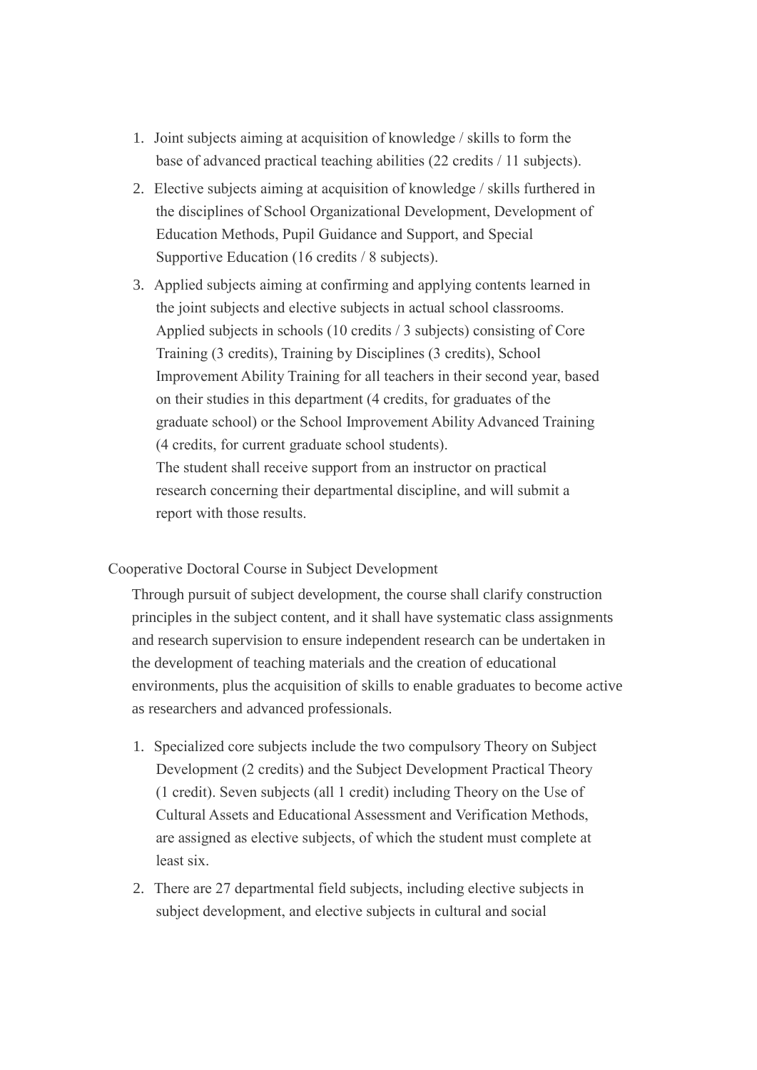1. Joint subjects aiming at acquisition of knowledge / skills to form the base of advanced practical teaching abilities (22 credits / 11 subjects).
2. Elective subjects aiming at acquisition of knowledge / skills furthered in the disciplines of School Organizational Development, Development of Education Methods, Pupil Guidance and Support, and Special Supportive Education (16 credits / 8 subjects).
3. Applied subjects aiming at confirming and applying contents learned in the joint subjects and elective subjects in actual school classrooms. Applied subjects in schools (10 credits / 3 subjects) consisting of Core Training (3 credits), Training by Disciplines (3 credits), School Improvement Ability Training for all teachers in their second year, based on their studies in this department (4 credits, for graduates of the graduate school) or the School Improvement Ability Advanced Training (4 credits, for current graduate school students).
   The student shall receive support from an instructor on practical research concerning their departmental discipline, and will submit a report with those results.

Cooperative Doctoral Course in Subject Development

Through pursuit of subject development, the course shall clarify construction principles in the subject content, and it shall have systematic class assignments and research supervision to ensure independent research can be undertaken in the development of teaching materials and the creation of educational environments, plus the acquisition of skills to enable graduates to become active as researchers and advanced professionals.

1. Specialized core subjects include the two compulsory Theory on Subject Development (2 credits) and the Subject Development Practical Theory (1 credit). Seven subjects (all 1 credit) including Theory on the Use of Cultural Assets and Educational Assessment and Verification Methods, are assigned as elective subjects, of which the student must complete at least six.
2. There are 27 departmental field subjects, including elective subjects in subject development, and elective subjects in cultural and social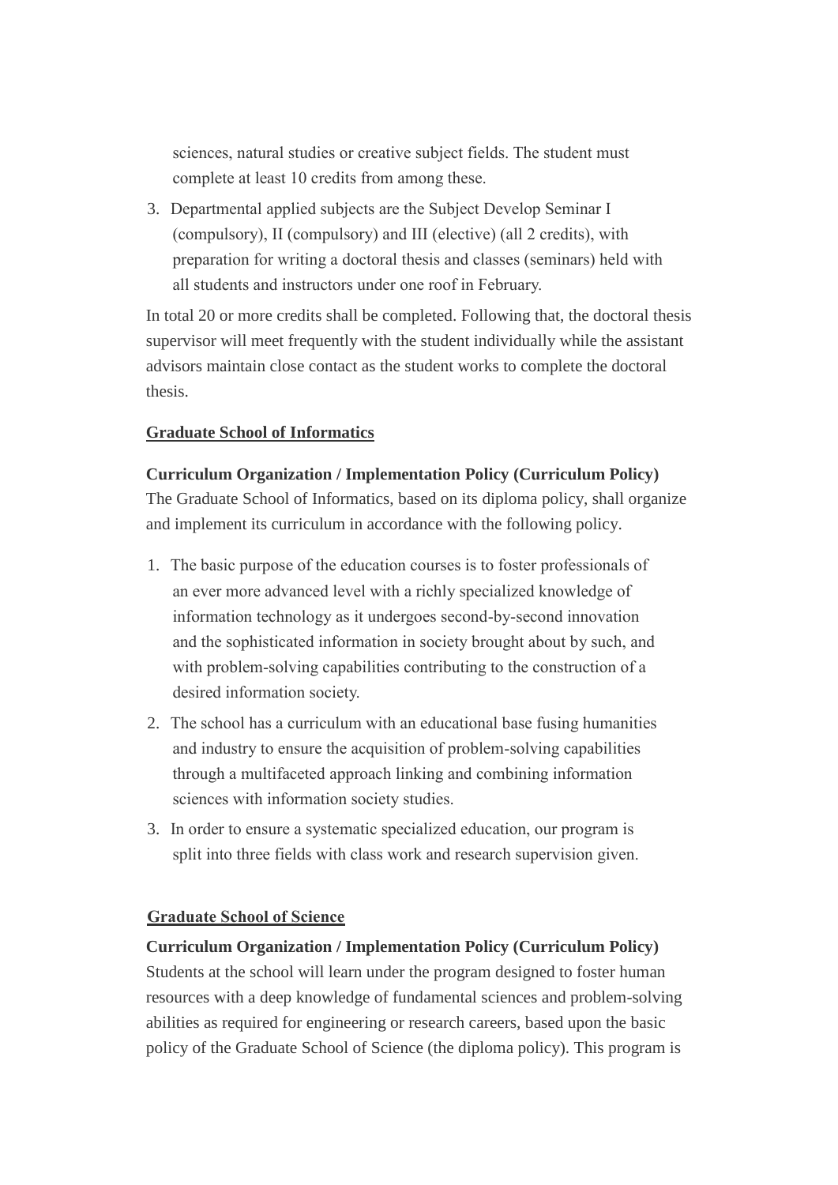sciences, natural studies or creative subject fields. The student must complete at least 10 credits from among these.

3. Departmental applied subjects are the Subject Develop Seminar I (compulsory), II (compulsory) and III (elective) (all 2 credits), with preparation for writing a doctoral thesis and classes (seminars) held with all students and instructors under one roof in February.

In total 20 or more credits shall be completed. Following that, the doctoral thesis supervisor will meet frequently with the student individually while the assistant advisors maintain close contact as the student works to complete the doctoral thesis.

## Graduate School of Informatics

**Curriculum Organization / Implementation Policy (Curriculum Policy)**
The Graduate School of Informatics, based on its diploma policy, shall organize and implement its curriculum in accordance with the following policy.

1. The basic purpose of the education courses is to foster professionals of an ever more advanced level with a richly specialized knowledge of information technology as it undergoes second-by-second innovation and the sophisticated information in society brought about by such, and with problem-solving capabilities contributing to the construction of a desired information society.
2. The school has a curriculum with an educational base fusing humanities and industry to ensure the acquisition of problem-solving capabilities through a multifaceted approach linking and combining information sciences with information society studies.
3. In order to ensure a systematic specialized education, our program is split into three fields with class work and research supervision given.

## Graduate School of Science

**Curriculum Organization / Implementation Policy (Curriculum Policy)**
Students at the school will learn under the program designed to foster human resources with a deep knowledge of fundamental sciences and problem-solving abilities as required for engineering or research careers, based upon the basic policy of the Graduate School of Science (the diploma policy). This program is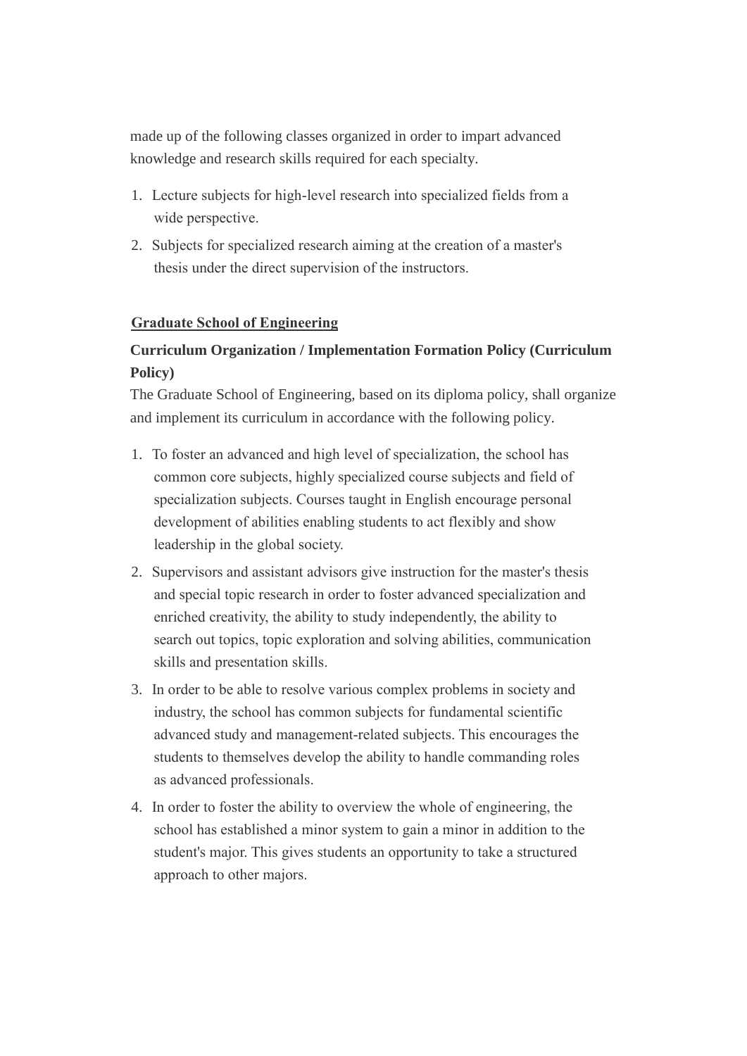made up of the following classes organized in order to impart advanced knowledge and research skills required for each specialty.

1. Lecture subjects for high-level research into specialized fields from a wide perspective.
2. Subjects for specialized research aiming at the creation of a master's thesis under the direct supervision of the instructors.

**Graduate School of Engineering**

**Curriculum Organization / Implementation Formation Policy (Curriculum Policy)**

The Graduate School of Engineering, based on its diploma policy, shall organize and implement its curriculum in accordance with the following policy.

1. To foster an advanced and high level of specialization, the school has common core subjects, highly specialized course subjects and field of specialization subjects. Courses taught in English encourage personal development of abilities enabling students to act flexibly and show leadership in the global society.
2. Supervisors and assistant advisors give instruction for the master's thesis and special topic research in order to foster advanced specialization and enriched creativity, the ability to study independently, the ability to search out topics, topic exploration and solving abilities, communication skills and presentation skills.
3. In order to be able to resolve various complex problems in society and industry, the school has common subjects for fundamental scientific advanced study and management-related subjects. This encourages the students to themselves develop the ability to handle commanding roles as advanced professionals.
4. In order to foster the ability to overview the whole of engineering, the school has established a minor system to gain a minor in addition to the student's major. This gives students an opportunity to take a structured approach to other majors.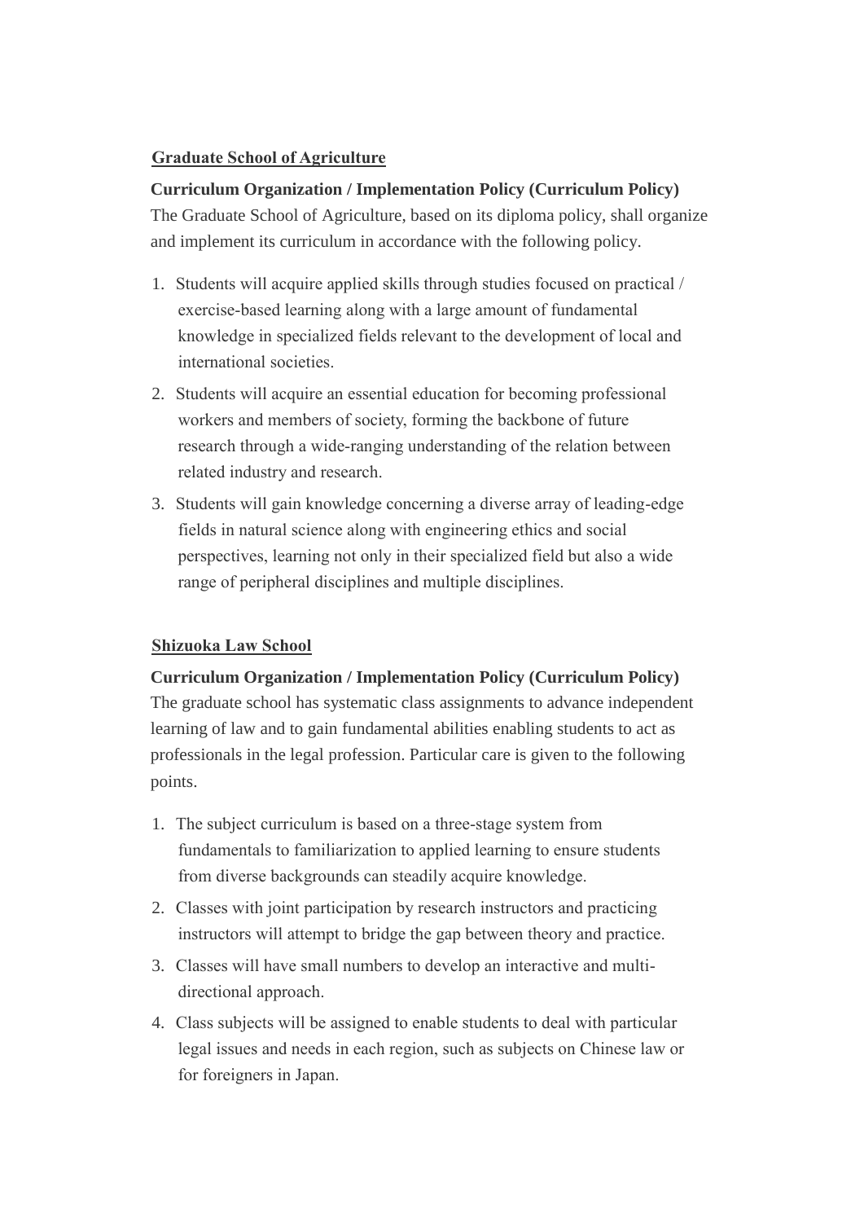## Graduate School of Agriculture

**Curriculum Organization / Implementation Policy (Curriculum Policy)**

The Graduate School of Agriculture, based on its diploma policy, shall organize and implement its curriculum in accordance with the following policy.

1. Students will acquire applied skills through studies focused on practical / exercise-based learning along with a large amount of fundamental knowledge in specialized fields relevant to the development of local and international societies.
2. Students will acquire an essential education for becoming professional workers and members of society, forming the backbone of future research through a wide-ranging understanding of the relation between related industry and research.
3. Students will gain knowledge concerning a diverse array of leading-edge fields in natural science along with engineering ethics and social perspectives, learning not only in their specialized field but also a wide range of peripheral disciplines and multiple disciplines.

## Shizuoka Law School

**Curriculum Organization / Implementation Policy (Curriculum Policy)**

The graduate school has systematic class assignments to advance independent learning of law and to gain fundamental abilities enabling students to act as professionals in the legal profession. Particular care is given to the following points.

1. The subject curriculum is based on a three-stage system from fundamentals to familiarization to applied learning to ensure students from diverse backgrounds can steadily acquire knowledge.
2. Classes with joint participation by research instructors and practicing instructors will attempt to bridge the gap between theory and practice.
3. Classes will have small numbers to develop an interactive and multi-directional approach.
4. Class subjects will be assigned to enable students to deal with particular legal issues and needs in each region, such as subjects on Chinese law or for foreigners in Japan.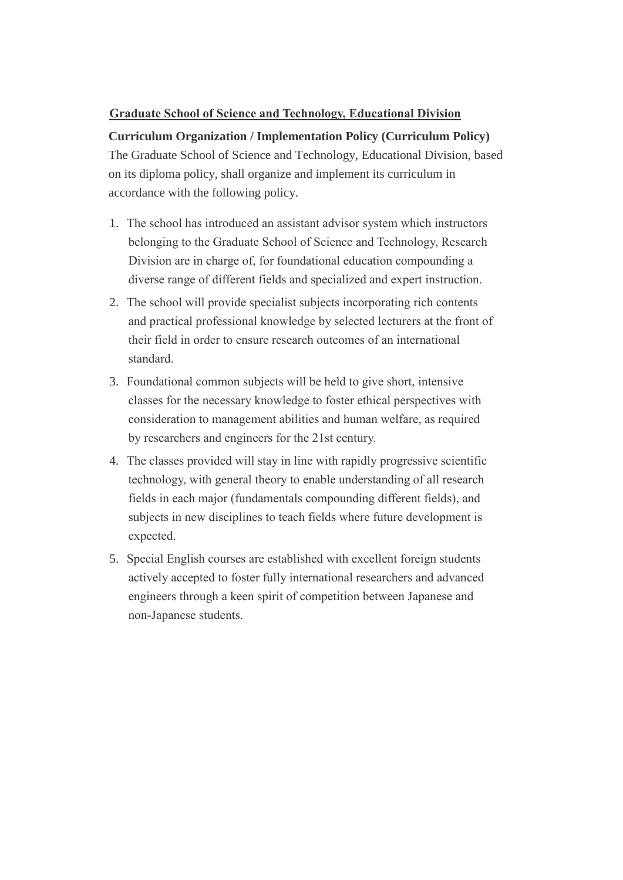## Graduate School of Science and Technology, Educational Division

**Curriculum Organization / Implementation Policy (Curriculum Policy)**

The Graduate School of Science and Technology, Educational Division, based on its diploma policy, shall organize and implement its curriculum in accordance with the following policy.

1. The school has introduced an assistant advisor system which instructors belonging to the Graduate School of Science and Technology, Research Division are in charge of, for foundational education compounding a diverse range of different fields and specialized and expert instruction.
2. The school will provide specialist subjects incorporating rich contents and practical professional knowledge by selected lecturers at the front of their field in order to ensure research outcomes of an international standard.
3. Foundational common subjects will be held to give short, intensive classes for the necessary knowledge to foster ethical perspectives with consideration to management abilities and human welfare, as required by researchers and engineers for the 21st century.
4. The classes provided will stay in line with rapidly progressive scientific technology, with general theory to enable understanding of all research fields in each major (fundamentals compounding different fields), and subjects in new disciplines to teach fields where future development is expected.
5. Special English courses are established with excellent foreign students actively accepted to foster fully international researchers and advanced engineers through a keen spirit of competition between Japanese and non-Japanese students.